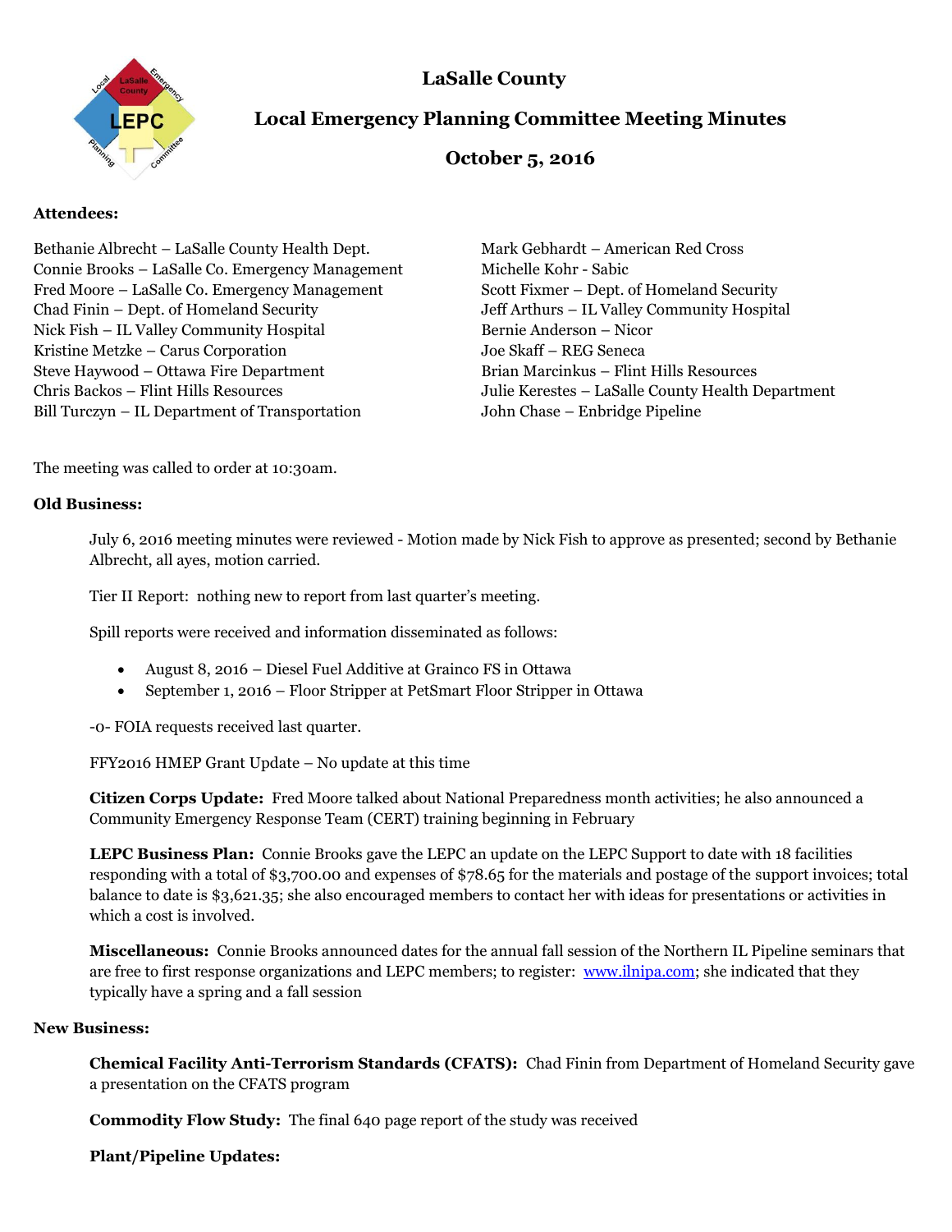# LaSalle County

## Local Emergency Planning Committee Meeting Minutes

## October 5, 2016

**Attendees:**

Bethanie Albrecht – LaSalle County Health Dept.
Connie Brooks – LaSalle Co. Emergency Management
Fred Moore – LaSalle Co. Emergency Management
Chad Finin – Dept. of Homeland Security
Nick Fish – IL Valley Community Hospital
Kristine Metzke – Carus Corporation
Steve Haywood – Ottawa Fire Department
Chris Backos – Flint Hills Resources
Bill Turczyn – IL Department of Transportation
Mark Gebhardt – American Red Cross
Michelle Kohr - Sabic
Scott Fixmer – Dept. of Homeland Security
Jeff Arthurs – IL Valley Community Hospital
Bernie Anderson – Nicor
Joe Skaff – REG Seneca
Brian Marcinkus – Flint Hills Resources
Julie Kerestes – LaSalle County Health Department
John Chase – Enbridge Pipeline

The meeting was called to order at 10:30am.

**Old Business:**

July 6, 2016 meeting minutes were reviewed - Motion made by Nick Fish to approve as presented; second by Bethanie Albrecht, all ayes, motion carried.

Tier II Report: nothing new to report from last quarter's meeting.

Spill reports were received and information disseminated as follows:

- August 8, 2016 – Diesel Fuel Additive at Grainco FS in Ottawa
- September 1, 2016 – Floor Stripper at PetSmart Floor Stripper in Ottawa

-0- FOIA requests received last quarter.

FFY2016 HMEP Grant Update – No update at this time

**Citizen Corps Update:** Fred Moore talked about National Preparedness month activities; he also announced a Community Emergency Response Team (CERT) training beginning in February

**LEPC Business Plan:** Connie Brooks gave the LEPC an update on the LEPC Support to date with 18 facilities responding with a total of $3,700.00 and expenses of $78.65 for the materials and postage of the support invoices; total balance to date is $3,621.35; she also encouraged members to contact her with ideas for presentations or activities in which a cost is involved.

**Miscellaneous:** Connie Brooks announced dates for the annual fall session of the Northern IL Pipeline seminars that are free to first response organizations and LEPC members; to register: www.ilnipa.com; she indicated that they typically have a spring and a fall session

**New Business:**

**Chemical Facility Anti-Terrorism Standards (CFATS):** Chad Finin from Department of Homeland Security gave a presentation on the CFATS program

**Commodity Flow Study:** The final 640 page report of the study was received

**Plant/Pipeline Updates:**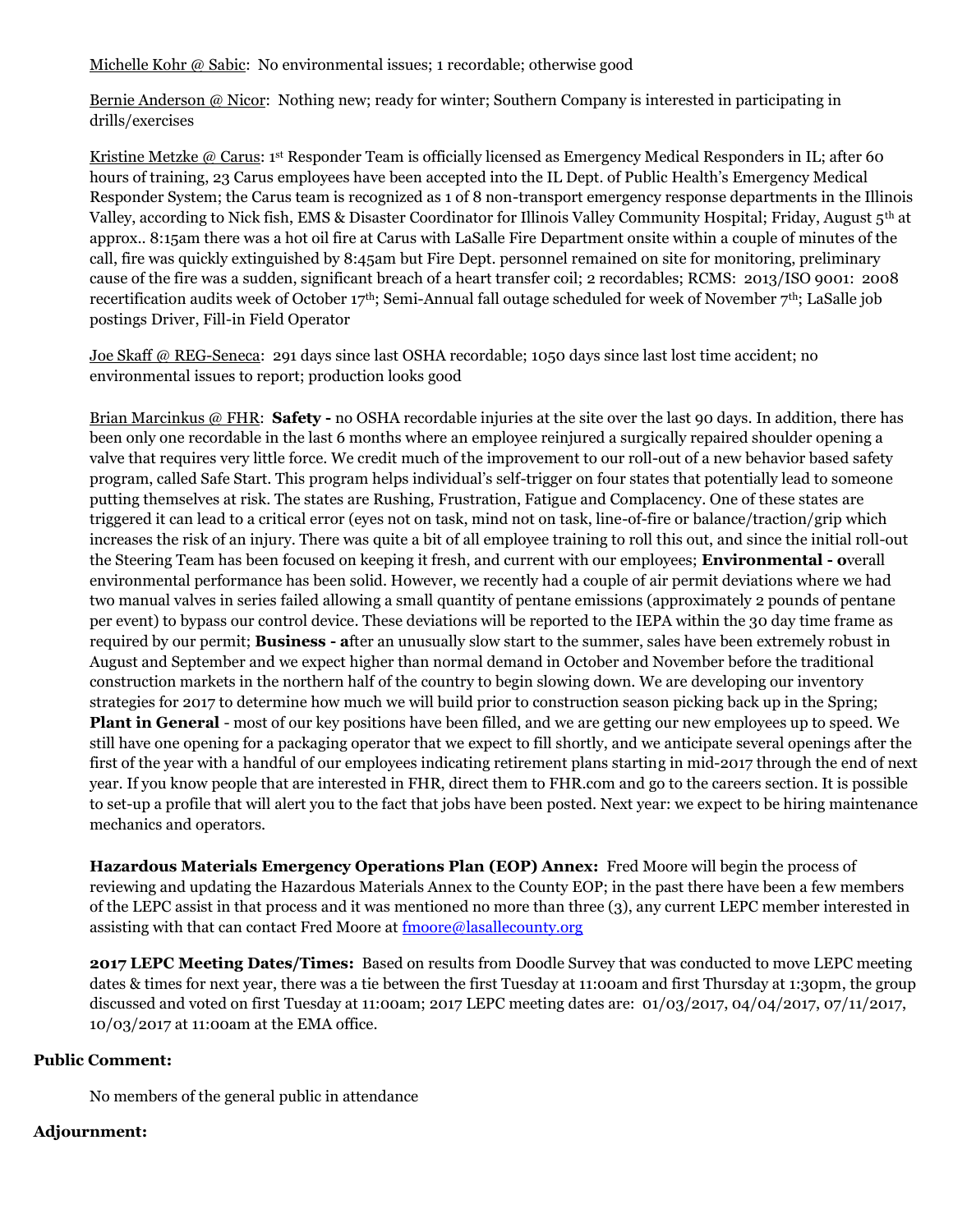Michelle Kohr @ Sabic: No environmental issues; 1 recordable; otherwise good

Bernie Anderson @ Nicor: Nothing new; ready for winter; Southern Company is interested in participating in drills/exercises

Kristine Metzke @ Carus: 1st Responder Team is officially licensed as Emergency Medical Responders in IL; after 60 hours of training, 23 Carus employees have been accepted into the IL Dept. of Public Health's Emergency Medical Responder System; the Carus team is recognized as 1 of 8 non-transport emergency response departments in the Illinois Valley, according to Nick fish, EMS & Disaster Coordinator for Illinois Valley Community Hospital; Friday, August 5th at approx.. 8:15am there was a hot oil fire at Carus with LaSalle Fire Department onsite within a couple of minutes of the call, fire was quickly extinguished by 8:45am but Fire Dept. personnel remained on site for monitoring, preliminary cause of the fire was a sudden, significant breach of a heart transfer coil; 2 recordables; RCMS: 2013/ISO 9001: 2008 recertification audits week of October 17th; Semi-Annual fall outage scheduled for week of November 7th; LaSalle job postings Driver, Fill-in Field Operator

Joe Skaff @ REG-Seneca: 291 days since last OSHA recordable; 1050 days since last lost time accident; no environmental issues to report; production looks good

Brian Marcinkus @ FHR: **Safety -** no OSHA recordable injuries at the site over the last 90 days. In addition, there has been only one recordable in the last 6 months where an employee reinjured a surgically repaired shoulder opening a valve that requires very little force. We credit much of the improvement to our roll-out of a new behavior based safety program, called Safe Start. This program helps individual's self-trigger on four states that potentially lead to someone putting themselves at risk. The states are Rushing, Frustration, Fatigue and Complacency. One of these states are triggered it can lead to a critical error (eyes not on task, mind not on task, line-of-fire or balance/traction/grip which increases the risk of an injury. There was quite a bit of all employee training to roll this out, and since the initial roll-out the Steering Team has been focused on keeping it fresh, and current with our employees; **Environmental - o**verall environmental performance has been solid. However, we recently had a couple of air permit deviations where we had two manual valves in series failed allowing a small quantity of pentane emissions (approximately 2 pounds of pentane per event) to bypass our control device. These deviations will be reported to the IEPA within the 30 day time frame as required by our permit; **Business - a**fter an unusually slow start to the summer, sales have been extremely robust in August and September and we expect higher than normal demand in October and November before the traditional construction markets in the northern half of the country to begin slowing down. We are developing our inventory strategies for 2017 to determine how much we will build prior to construction season picking back up in the Spring; **Plant in General** - most of our key positions have been filled, and we are getting our new employees up to speed. We still have one opening for a packaging operator that we expect to fill shortly, and we anticipate several openings after the first of the year with a handful of our employees indicating retirement plans starting in mid-2017 through the end of next year. If you know people that are interested in FHR, direct them to FHR.com and go to the careers section. It is possible to set-up a profile that will alert you to the fact that jobs have been posted. Next year: we expect to be hiring maintenance mechanics and operators.

**Hazardous Materials Emergency Operations Plan (EOP) Annex:** Fred Moore will begin the process of reviewing and updating the Hazardous Materials Annex to the County EOP; in the past there have been a few members of the LEPC assist in that process and it was mentioned no more than three (3), any current LEPC member interested in assisting with that can contact Fred Moore at fmoore@lasallecounty.org

**2017 LEPC Meeting Dates/Times:** Based on results from Doodle Survey that was conducted to move LEPC meeting dates & times for next year, there was a tie between the first Tuesday at 11:00am and first Thursday at 1:30pm, the group discussed and voted on first Tuesday at 11:00am; 2017 LEPC meeting dates are: 01/03/2017, 04/04/2017, 07/11/2017, 10/03/2017 at 11:00am at the EMA office.

**Public Comment:**

No members of the general public in attendance

**Adjournment:**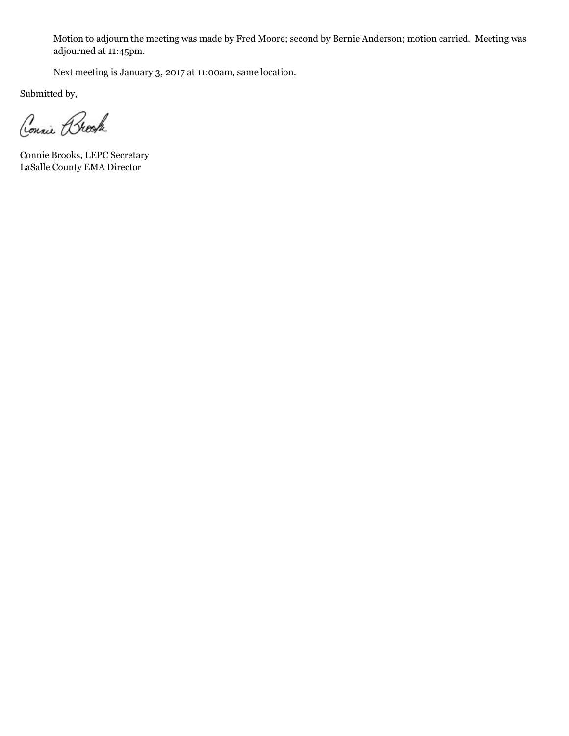Motion to adjourn the meeting was made by Fred Moore; second by Bernie Anderson; motion carried. Meeting was adjourned at 11:45pm.

Next meeting is January 3, 2017 at 11:00am, same location.

Submitted by,

Connie Brooks, LEPC Secretary
LaSalle County EMA Director